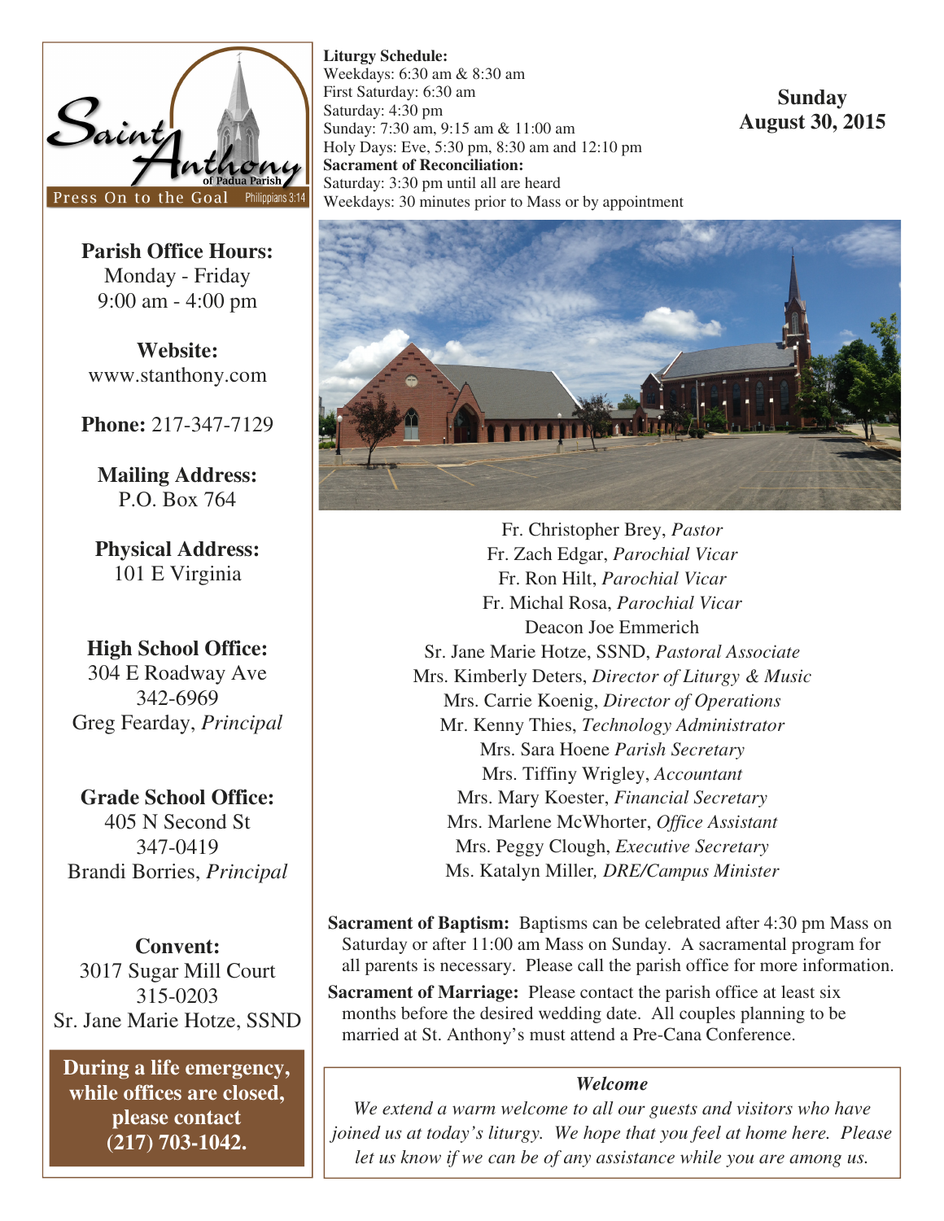Saint Anthony of Padua Parish

Press On to the Goal Philippians 3:14

**Parish Office Hours:**
Monday - Friday
9:00 am - 4:00 pm

**Website:**
www.stanthony.com

**Phone:** 217-347-7129

**Mailing Address:**
P.O. Box 764

**Physical Address:**
101 E Virginia

**High School Office:**
304 E Roadway Ave
342-6969
Greg Fearday, *Principal*

**Grade School Office:**
405 N Second St
347-0419
Brandi Borries, *Principal*

**Convent:**
3017 Sugar Mill Court
315-0203
Sr. Jane Marie Hotze, SSND

**During a life emergency, while offices are closed, please contact (217) 703-1042.**

**Liturgy Schedule:**
Weekdays: 6:30 am & 8:30 am
First Saturday: 6:30 am
Saturday: 4:30 pm
Sunday: 7:30 am, 9:15 am & 11:00 am
Holy Days: Eve, 5:30 pm, 8:30 am and 12:10 pm
**Sacrament of Reconciliation:**
Saturday: 3:30 pm until all are heard
Weekdays: 30 minutes prior to Mass or by appointment

**Sunday
August 30, 2015**

Fr. Christopher Brey, *Pastor*
Fr. Zach Edgar, *Parochial Vicar*
Fr. Ron Hilt, *Parochial Vicar*
Fr. Michal Rosa, *Parochial Vicar*
Deacon Joe Emmerich
Sr. Jane Marie Hotze, SSND, *Pastoral Associate*
Mrs. Kimberly Deters, *Director of Liturgy & Music*
Mrs. Carrie Koenig, *Director of Operations*
Mr. Kenny Thies, *Technology Administrator*
Mrs. Sara Hoene *Parish Secretary*
Mrs. Tiffiny Wrigley, *Accountant*
Mrs. Mary Koester, *Financial Secretary*
Mrs. Marlene McWhorter, *Office Assistant*
Mrs. Peggy Clough, *Executive Secretary*
Ms. Katalyn Miller*, DRE/Campus Minister*

**Sacrament of Baptism:** Baptisms can be celebrated after 4:30 pm Mass on Saturday or after 11:00 am Mass on Sunday. A sacramental program for all parents is necessary. Please call the parish office for more information.

**Sacrament of Marriage:** Please contact the parish office at least six months before the desired wedding date. All couples planning to be married at St. Anthony's must attend a Pre-Cana Conference.

*Welcome*

*We extend a warm welcome to all our guests and visitors who have joined us at today's liturgy. We hope that you feel at home here. Please let us know if we can be of any assistance while you are among us.*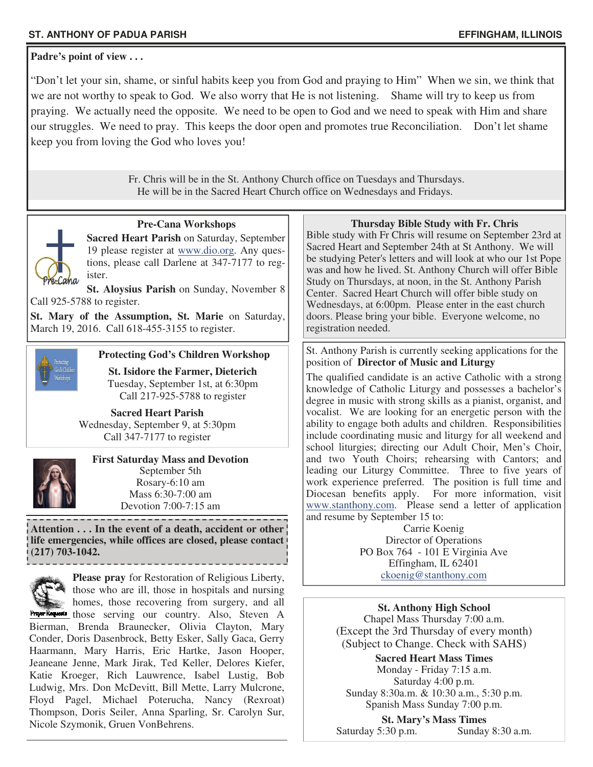## Padre's point of view . . .

"Don't let your sin, shame, or sinful habits keep you from God and praying to Him" When we sin, we think that we are not worthy to speak to God. We also worry that He is not listening. Shame will try to keep us from praying. We actually need the opposite. We need to be open to God and we need to speak with Him and share our struggles. We need to pray. This keeps the door open and promotes true Reconciliation. Don't let shame keep you from loving the God who loves you!

Fr. Chris will be in the St. Anthony Church office on Tuesdays and Thursdays.
He will be in the Sacred Heart Church office on Wednesdays and Fridays.

### Pre-Cana Workshops

**Sacred Heart Parish** on Saturday, September 19 please register at www.dio.org. Any questions, please call Darlene at 347-7177 to register.

**St. Aloysius Parish** on Sunday, November 8 Call 925-5788 to register.

**St. Mary of the Assumption, St. Marie** on Saturday, March 19, 2016. Call 618-455-3155 to register.

### Protecting God's Children Workshop

**St. Isidore the Farmer, Dieterich**
Tuesday, September 1st, at 6:30pm
Call 217-925-5788 to register

**Sacred Heart Parish**
Wednesday, September 9, at 5:30pm
Call 347-7177 to register

### First Saturday Mass and Devotion

September 5th
Rosary-6:10 am
Mass 6:30-7:00 am
Devotion 7:00-7:15 am

**Attention . . . In the event of a death, accident or other life emergencies, while offices are closed, please contact (217) 703-1042.**

**Please pray** for Restoration of Religious Liberty, those who are ill, those in hospitals and nursing homes, those recovering from surgery, and all those serving our country. Also, Steven A Bierman, Brenda Braunecker, Olivia Clayton, Mary Conder, Doris Dasenbrock, Betty Esker, Sally Gaca, Gerry Haarmann, Mary Harris, Eric Hartke, Jason Hooper, Jeaneane Jenne, Mark Jirak, Ted Keller, Delores Kiefer, Katie Kroeger, Rich Lauwrence, Isabel Lustig, Bob Ludwig, Mrs. Don McDevitt, Bill Mette, Larry Mulcrone, Floyd Pagel, Michael Poterucha, Nancy (Rexroat) Thompson, Doris Seiler, Anna Sparling, Sr. Carolyn Sur, Nicole Szymonik, Gruen VonBehrens.

### Thursday Bible Study with Fr. Chris

Bible study with Fr Chris will resume on September 23rd at Sacred Heart and September 24th at St Anthony. We will be studying Peter's letters and will look at who our 1st Pope was and how he lived. St. Anthony Church will offer Bible Study on Thursdays, at noon, in the St. Anthony Parish Center. Sacred Heart Church will offer bible study on Wednesdays, at 6:00pm. Please enter in the east church doors. Please bring your bible. Everyone welcome, no registration needed.

St. Anthony Parish is currently seeking applications for the position of **Director of Music and Liturgy**

The qualified candidate is an active Catholic with a strong knowledge of Catholic Liturgy and possesses a bachelor's degree in music with strong skills as a pianist, organist, and vocalist. We are looking for an energetic person with the ability to engage both adults and children. Responsibilities include coordinating music and liturgy for all weekend and school liturgies; directing our Adult Choir, Men's Choir, and two Youth Choirs; rehearsing with Cantors; and leading our Liturgy Committee. Three to five years of work experience preferred. The position is full time and Diocesan benefits apply. For more information, visit www.stanthony.com. Please send a letter of application and resume by September 15 to:

Carrie Koenig
Director of Operations
PO Box 764 - 101 E Virginia Ave
Effingham, IL 62401
ckoenig@stanthony.com

### St. Anthony High School

Chapel Mass Thursday 7:00 a.m.
(Except the 3rd Thursday of every month)
(Subject to Change. Check with SAHS)

### Sacred Heart Mass Times

Monday - Friday 7:15 a.m.
Saturday 4:00 p.m.
Sunday 8:30a.m. & 10:30 a.m., 5:30 p.m.
Spanish Mass Sunday 7:00 p.m.

### St. Mary's Mass Times

Saturday 5:30 p.m. Sunday 8:30 a.m.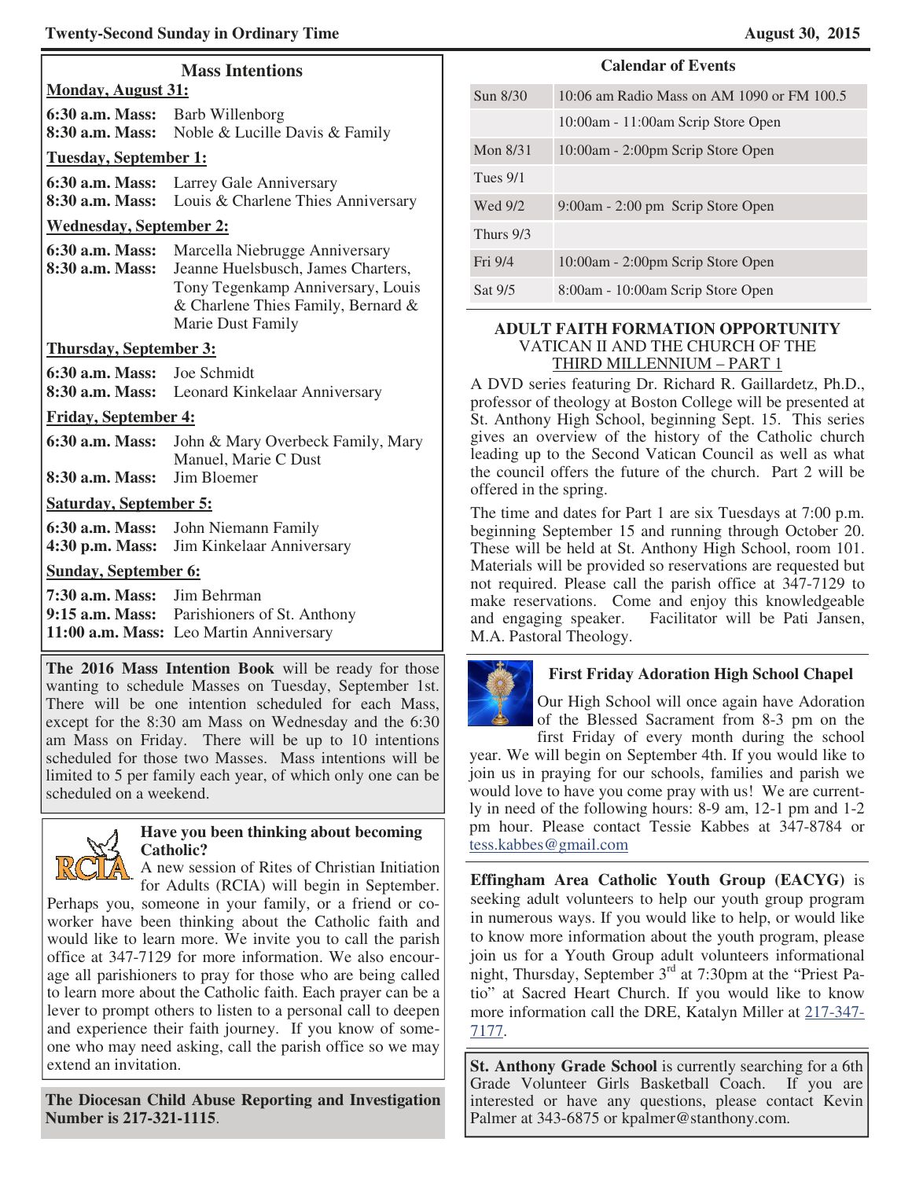**Twenty-Second Sunday in Ordinary Time** **August 30, 2015**

## Mass Intentions

**Monday, August 31:**

**6:30 a.m. Mass:** Barb Willenborg
**8:30 a.m. Mass:** Noble & Lucille Davis & Family

**Tuesday, September 1:**

**6:30 a.m. Mass:** Larrey Gale Anniversary
**8:30 a.m. Mass:** Louis & Charlene Thies Anniversary

**Wednesday, September 2:**

**6:30 a.m. Mass:** Marcella Niebrugge Anniversary
**8:30 a.m. Mass:** Jeanne Huelsbusch, James Charters, Tony Tegenkamp Anniversary, Louis & Charlene Thies Family, Bernard & Marie Dust Family

**Thursday, September 3:**

**6:30 a.m. Mass:** Joe Schmidt
**8:30 a.m. Mass:** Leonard Kinkelaar Anniversary

**Friday, September 4:**

**6:30 a.m. Mass:** John & Mary Overbeck Family, Mary Manuel, Marie C Dust
**8:30 a.m. Mass:** Jim Bloemer

**Saturday, September 5:**

**6:30 a.m. Mass:** John Niemann Family
**4:30 p.m. Mass:** Jim Kinkelaar Anniversary

**Sunday, September 6:**

**7:30 a.m. Mass:** Jim Behrman
**9:15 a.m. Mass:** Parishioners of St. Anthony
**11:00 a.m. Mass:** Leo Martin Anniversary

**The 2016 Mass Intention Book** will be ready for those wanting to schedule Masses on Tuesday, September 1st. There will be one intention scheduled for each Mass, except for the 8:30 am Mass on Wednesday and the 6:30 am Mass on Friday. There will be up to 10 intentions scheduled for those two Masses. Mass intentions will be limited to 5 per family each year, of which only one can be scheduled on a weekend.

### Have you been thinking about becoming Catholic?

A new session of Rites of Christian Initiation for Adults (RCIA) will begin in September. Perhaps you, someone in your family, or a friend or co-worker have been thinking about the Catholic faith and would like to learn more. We invite you to call the parish office at 347-7129 for more information. We also encourage all parishioners to pray for those who are being called to learn more about the Catholic faith. Each prayer can be a lever to prompt others to listen to a personal call to deepen and experience their faith journey. If you know of someone who may need asking, call the parish office so we may extend an invitation.

**The Diocesan Child Abuse Reporting and Investigation Number is 217-321-1115**.

## Calendar of Events

| | |
|---|---|
| Sun 8/30 | 10:06 am Radio Mass on AM 1090 or FM 100.5 |
| | 10:00am - 11:00am Scrip Store Open |
| Mon 8/31 | 10:00am - 2:00pm Scrip Store Open |
| Tues 9/1 | |
| Wed 9/2 | 9:00am - 2:00 pm Scrip Store Open |
| Thurs 9/3 | |
| Fri 9/4 | 10:00am - 2:00pm Scrip Store Open |
| Sat 9/5 | 8:00am - 10:00am Scrip Store Open |

### ADULT FAITH FORMATION OPPORTUNITY
VATICAN II AND THE CHURCH OF THE THIRD MILLENNIUM – PART 1

A DVD series featuring Dr. Richard R. Gaillardetz, Ph.D., professor of theology at Boston College will be presented at St. Anthony High School, beginning Sept. 15. This series gives an overview of the history of the Catholic church leading up to the Second Vatican Council as well as what the council offers the future of the church. Part 2 will be offered in the spring.

The time and dates for Part 1 are six Tuesdays at 7:00 p.m. beginning September 15 and running through October 20. These will be held at St. Anthony High School, room 101. Materials will be provided so reservations are requested but not required. Please call the parish office at 347-7129 to make reservations. Come and enjoy this knowledgeable and engaging speaker. Facilitator will be Pati Jansen, M.A. Pastoral Theology.

### First Friday Adoration High School Chapel

Our High School will once again have Adoration of the Blessed Sacrament from 8-3 pm on the first Friday of every month during the school year. We will begin on September 4th. If you would like to join us in praying for our schools, families and parish we would love to have you come pray with us! We are currently in need of the following hours: 8-9 am, 12-1 pm and 1-2 pm hour. Please contact Tessie Kabbes at 347-8784 or tess.kabbes@gmail.com

**Effingham Area Catholic Youth Group (EACYG)** is seeking adult volunteers to help our youth group program in numerous ways. If you would like to help, or would like to know more information about the youth program, please join us for a Youth Group adult volunteers informational night, Thursday, September 3rd at 7:30pm at the "Priest Patio" at Sacred Heart Church. If you would like to know more information call the DRE, Katalyn Miller at 217-347-7177.

**St. Anthony Grade School** is currently searching for a 6th Grade Volunteer Girls Basketball Coach. If you are interested or have any questions, please contact Kevin Palmer at 343-6875 or kpalmer@stanthony.com.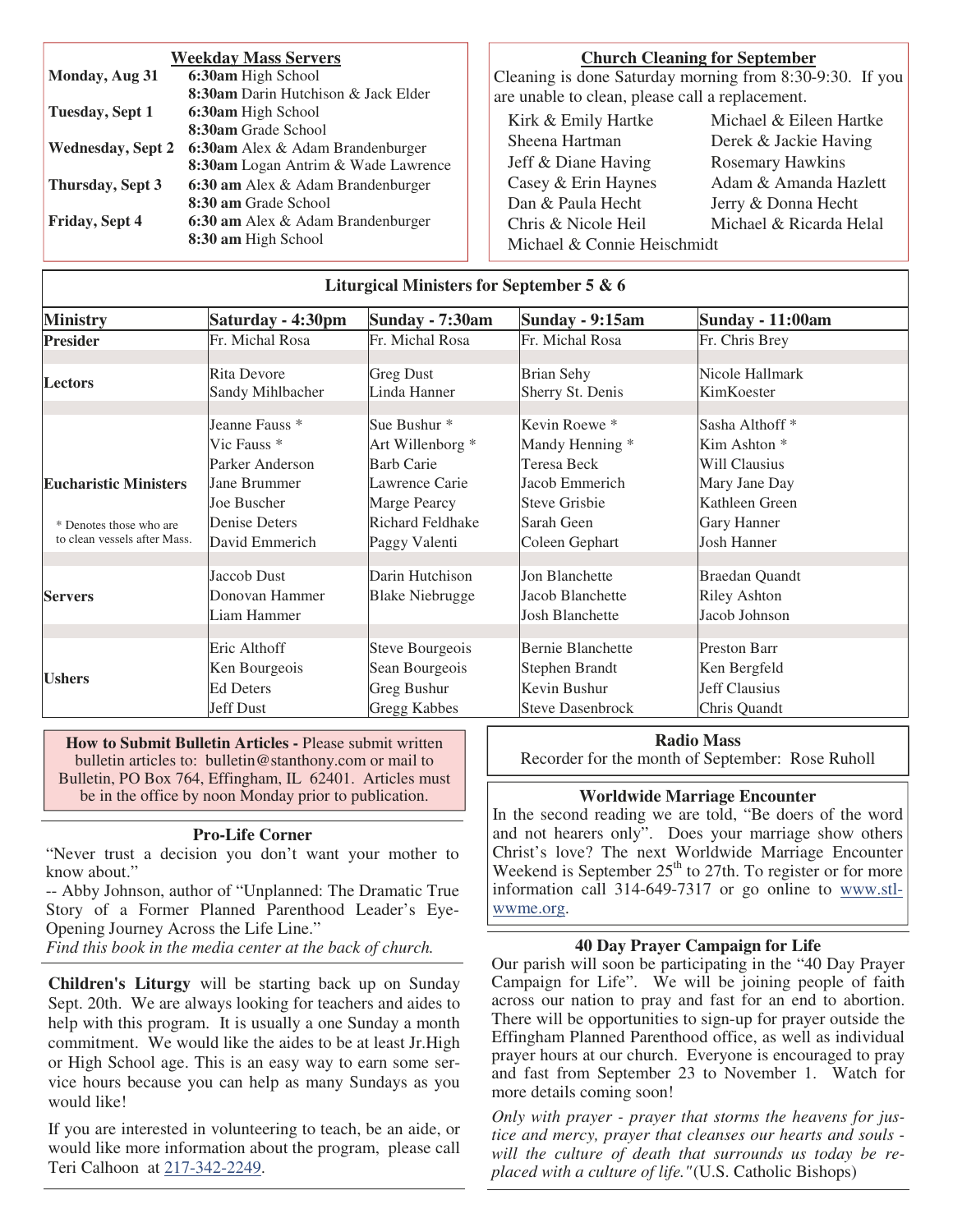## Weekday Mass Servers

| | |
|---|---|
| **Monday, Aug 31** | **6:30am** High School |
| | **8:30am** Darin Hutchison & Jack Elder |
| **Tuesday, Sept 1** | **6:30am** High School |
| | **8:30am** Grade School |
| **Wednesday, Sept 2** | **6:30am** Alex & Adam Brandenburger |
| | **8:30am** Logan Antrim & Wade Lawrence |
| **Thursday, Sept 3** | **6:30 am** Alex & Adam Brandenburger |
| | **8:30 am** Grade School |
| **Friday, Sept 4** | **6:30 am** Alex & Adam Brandenburger |
| | **8:30 am** High School |

## Church Cleaning for September

Cleaning is done Saturday morning from 8:30-9:30. If you are unable to clean, please call a replacement.

| | |
|---|---|
| Kirk & Emily Hartke | Michael & Eileen Hartke |
| Sheena Hartman | Derek & Jackie Having |
| Jeff & Diane Having | Rosemary Hawkins |
| Casey & Erin Haynes | Adam & Amanda Hazlett |
| Dan & Paula Hecht | Jerry & Donna Hecht |
| Chris & Nicole Heil | Michael & Ricarda Helal |
| Michael & Connie Heischmidt | |

## Liturgical Ministers for September 5 & 6

| Ministry | Saturday - 4:30pm | Sunday - 7:30am | Sunday - 9:15am | Sunday - 11:00am |
|---|---|---|---|---|
| **Presider** | Fr. Michal Rosa | Fr. Michal Rosa | Fr. Michal Rosa | Fr. Chris Brey |
| **Lectors** | Rita Devore<br>Sandy Mihlbacher | Greg Dust<br>Linda Hanner | Brian Sehy<br>Sherry St. Denis | Nicole Hallmark<br>KimKoester |
| **Eucharistic Ministers**<br>* Denotes those who are to clean vessels after Mass. | Jeanne Fauss *<br>Vic Fauss *<br>Parker Anderson<br>Jane Brummer<br>Joe Buscher<br>Denise Deters<br>David Emmerich | Sue Bushur *<br>Art Willenborg *<br>Barb Carie<br>Lawrence Carie<br>Marge Pearcy<br>Richard Feldhake<br>Paggy Valenti | Kevin Roewe *<br>Mandy Henning *<br>Teresa Beck<br>Jacob Emmerich<br>Steve Grisbie<br>Sarah Geen<br>Coleen Gephart | Sasha Althoff *<br>Kim Ashton *<br>Will Clausius<br>Mary Jane Day<br>Kathleen Green<br>Gary Hanner<br>Josh Hanner |
| **Servers** | Jaccob Dust<br>Donovan Hammer<br>Liam Hammer | Darin Hutchison<br>Blake Niebrugge | Jon Blanchette<br>Jacob Blanchette<br>Josh Blanchette | Braedan Quandt<br>Riley Ashton<br>Jacob Johnson |
| **Ushers** | Eric Althoff<br>Ken Bourgeois<br>Ed Deters<br>Jeff Dust | Steve Bourgeois<br>Sean Bourgeois<br>Greg Bushur<br>Gregg Kabbes | Bernie Blanchette<br>Stephen Brandt<br>Kevin Bushur<br>Steve Dasenbrock | Preston Barr<br>Ken Bergfeld<br>Jeff Clausius<br>Chris Quandt |

**How to Submit Bulletin Articles -** Please submit written bulletin articles to: bulletin@stanthony.com or mail to Bulletin, PO Box 764, Effingham, IL 62401. Articles must be in the office by noon Monday prior to publication.

### Pro-Life Corner

"Never trust a decision you don't want your mother to know about."

-- Abby Johnson, author of "Unplanned: The Dramatic True Story of a Former Planned Parenthood Leader's Eye-Opening Journey Across the Life Line."

*Find this book in the media center at the back of church.*

**Children's Liturgy** will be starting back up on Sunday Sept. 20th. We are always looking for teachers and aides to help with this program. It is usually a one Sunday a month commitment. We would like the aides to be at least Jr.High or High School age. This is an easy way to earn some service hours because you can help as many Sundays as you would like!

If you are interested in volunteering to teach, be an aide, or would like more information about the program, please call Teri Calhoon at 217-342-2249.

### Radio Mass

Recorder for the month of September: Rose Ruholl

### Worldwide Marriage Encounter

In the second reading we are told, "Be doers of the word and not hearers only". Does your marriage show others Christ's love? The next Worldwide Marriage Encounter Weekend is September 25th to 27th. To register or for more information call 314-649-7317 or go online to www.stl-wwme.org.

### 40 Day Prayer Campaign for Life

Our parish will soon be participating in the "40 Day Prayer Campaign for Life". We will be joining people of faith across our nation to pray and fast for an end to abortion. There will be opportunities to sign-up for prayer outside the Effingham Planned Parenthood office, as well as individual prayer hours at our church. Everyone is encouraged to pray and fast from September 23 to November 1. Watch for more details coming soon!

*Only with prayer - prayer that storms the heavens for justice and mercy, prayer that cleanses our hearts and souls - will the culture of death that surrounds us today be replaced with a culture of life."* (U.S. Catholic Bishops)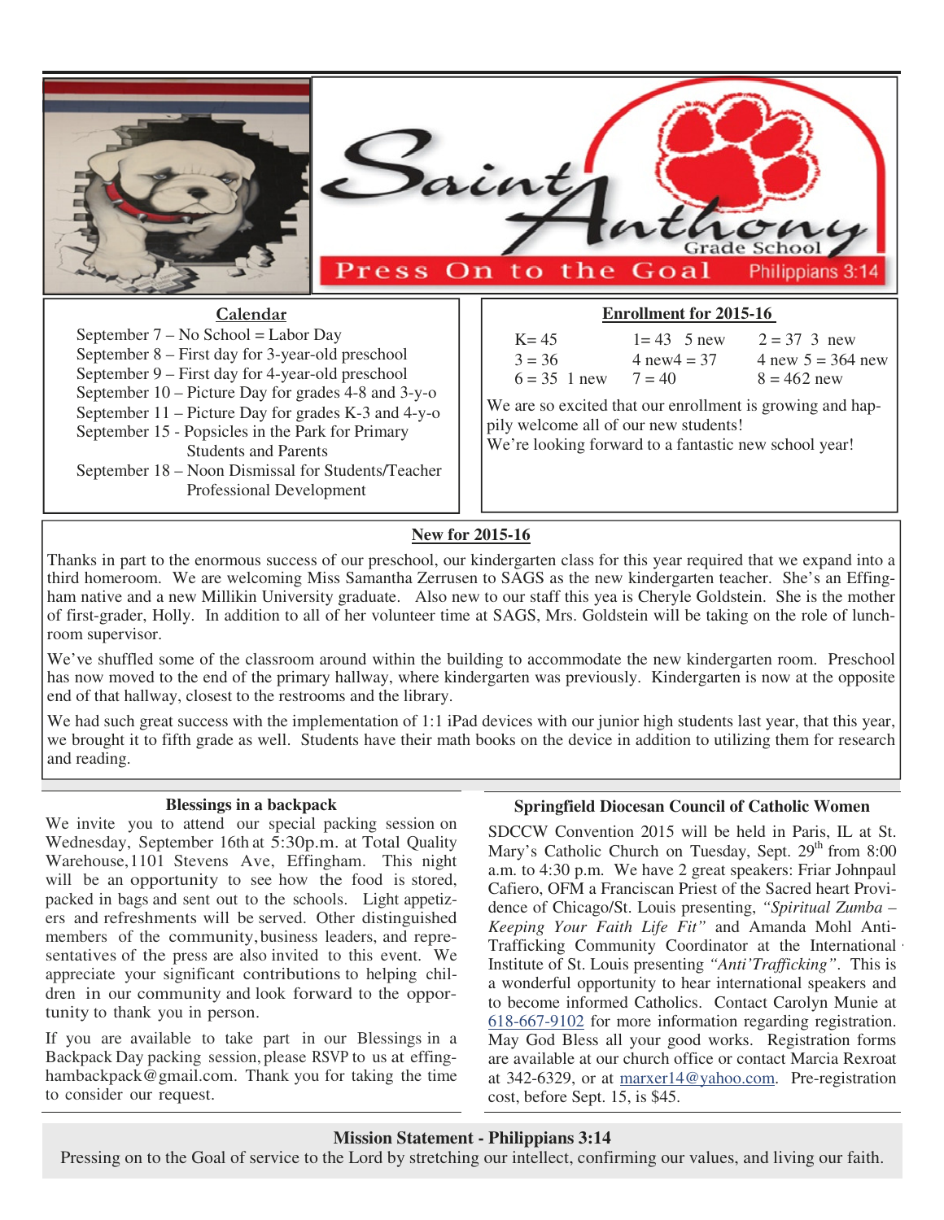# Saint Anthony Grade School

**Press On to the Goal** Philippians 3:14

## Calendar

September 7 – No School = Labor Day
September 8 – First day for 3-year-old preschool
September 9 – First day for 4-year-old preschool
September 10 – Picture Day for grades 4-8 and 3-y-o
September 11 – Picture Day for grades K-3 and 4-y-o
September 15 - Popsicles in the Park for Primary Students and Parents
September 18 – Noon Dismissal for Students/Teacher Professional Development

## Enrollment for 2015-16

| | | |
|---|---|---|
| K= 45 | 1= 43 5 new | 2 = 37 3 new |
| 3 = 36 | 4 new4 = 37 | 4 new 5 = 364 new |
| 6 = 35 1 new | 7 = 40 | 8 = 462 new |

We are so excited that our enrollment is growing and happily welcome all of our new students!
We're looking forward to a fantastic new school year!

## New for 2015-16

Thanks in part to the enormous success of our preschool, our kindergarten class for this year required that we expand into a third homeroom. We are welcoming Miss Samantha Zerrusen to SAGS as the new kindergarten teacher. She's an Effingham native and a new Millikin University graduate. Also new to our staff this yea is Cheryle Goldstein. She is the mother of first-grader, Holly. In addition to all of her volunteer time at SAGS, Mrs. Goldstein will be taking on the role of lunchroom supervisor.

We've shuffled some of the classroom around within the building to accommodate the new kindergarten room. Preschool has now moved to the end of the primary hallway, where kindergarten was previously. Kindergarten is now at the opposite end of that hallway, closest to the restrooms and the library.

We had such great success with the implementation of 1:1 iPad devices with our junior high students last year, that this year, we brought it to fifth grade as well. Students have their math books on the device in addition to utilizing them for research and reading.

### Blessings in a backpack

We invite you to attend our special packing session on Wednesday, September 16th at 5:30p.m. at Total Quality Warehouse, 1101 Stevens Ave, Effingham. This night will be an opportunity to see how the food is stored, packed in bags and sent out to the schools. Light appetizers and refreshments will be served. Other distinguished members of the community, business leaders, and representatives of the press are also invited to this event. We appreciate your significant contributions to helping children in our community and look forward to the opportunity to thank you in person.

If you are available to take part in our Blessings in a Backpack Day packing session, please RSVP to us at effinghambackpack@gmail.com. Thank you for taking the time to consider our request.

### Springfield Diocesan Council of Catholic Women

SDCCW Convention 2015 will be held in Paris, IL at St. Mary's Catholic Church on Tuesday, Sept. 29th from 8:00 a.m. to 4:30 p.m. We have 2 great speakers: Friar Johnpaul Cafiero, OFM a Franciscan Priest of the Sacred heart Providence of Chicago/St. Louis presenting, *"Spiritual Zumba – Keeping Your Faith Life Fit"* and Amanda Mohl Anti-Trafficking Community Coordinator at the International Institute of St. Louis presenting *"Anti'Trafficking"*. This is a wonderful opportunity to hear international speakers and to become informed Catholics. Contact Carolyn Munie at 618-667-9102 for more information regarding registration. May God Bless all your good works. Registration forms are available at our church office or contact Marcia Rexroat at 342-6329, or at marxer14@yahoo.com. Pre-registration cost, before Sept. 15, is $45.

### Mission Statement - Philippians 3:14

Pressing on to the Goal of service to the Lord by stretching our intellect, confirming our values, and living our faith.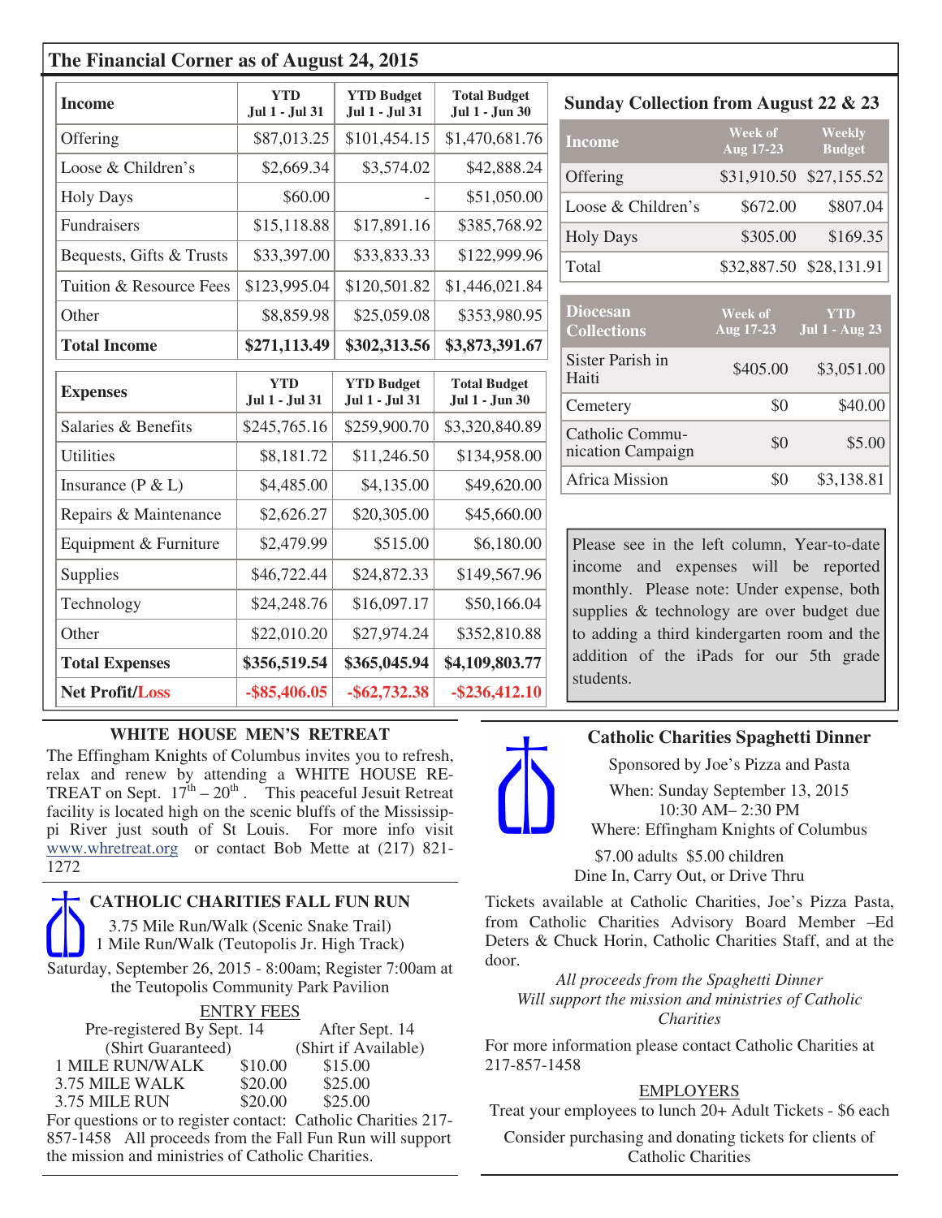## The Financial Corner as of August 24, 2015

| Income | YTD Jul 1 - Jul 31 | YTD Budget Jul 1 - Jul 31 | Total Budget Jul 1 - Jun 30 |
|---|---|---|---|
| Offering | $87,013.25 | $101,454.15 | $1,470,681.76 |
| Loose & Children's | $2,669.34 | $3,574.02 | $42,888.24 |
| Holy Days | $60.00 | - | $51,050.00 |
| Fundraisers | $15,118.88 | $17,891.16 | $385,768.92 |
| Bequests, Gifts & Trusts | $33,397.00 | $33,833.33 | $122,999.96 |
| Tuition & Resource Fees | $123,995.04 | $120,501.82 | $1,446,021.84 |
| Other | $8,859.98 | $25,059.08 | $353,980.95 |
| **Total Income** | **$271,113.49** | **$302,313.56** | **$3,873,391.67** |

| Expenses | YTD Jul 1 - Jul 31 | YTD Budget Jul 1 - Jul 31 | Total Budget Jul 1 - Jun 30 |
|---|---|---|---|
| Salaries & Benefits | $245,765.16 | $259,900.70 | $3,320,840.89 |
| Utilities | $8,181.72 | $11,246.50 | $134,958.00 |
| Insurance (P & L) | $4,485.00 | $4,135.00 | $49,620.00 |
| Repairs & Maintenance | $2,626.27 | $20,305.00 | $45,660.00 |
| Equipment & Furniture | $2,479.99 | $515.00 | $6,180.00 |
| Supplies | $46,722.44 | $24,872.33 | $149,567.96 |
| Technology | $24,248.76 | $16,097.17 | $50,166.04 |
| Other | $22,010.20 | $27,974.24 | $352,810.88 |
| **Total Expenses** | **$356,519.54** | **$365,045.94** | **$4,109,803.77** |
| **Net Profit/Loss** | **-$85,406.05** | **-$62,732.38** | **-$236,412.10** |

### Sunday Collection from August 22 & 23

| Income | Week of Aug 17-23 | Weekly Budget |
|---|---|---|
| Offering | $31,910.50 | $27,155.52 |
| Loose & Children's | $672.00 | $807.04 |
| Holy Days | $305.00 | $169.35 |
| Total | $32,887.50 | $28,131.91 |

| Diocesan Collections | Week of Aug 17-23 | YTD Jul 1 - Aug 23 |
|---|---|---|
| Sister Parish in Haiti | $405.00 | $3,051.00 |
| Cemetery | $0 | $40.00 |
| Catholic Communication Campaign | $0 | $5.00 |
| Africa Mission | $0 | $3,138.81 |

Please see in the left column, Year-to-date income and expenses will be reported monthly. Please note: Under expense, both supplies & technology are over budget due to adding a third kindergarten room and the addition of the iPads for our 5th grade students.

### WHITE HOUSE MEN'S RETREAT

The Effingham Knights of Columbus invites you to refresh, relax and renew by attending a WHITE HOUSE RETREAT on Sept. 17th – 20th. This peaceful Jesuit Retreat facility is located high on the scenic bluffs of the Mississippi River just south of St Louis. For more info visit www.whretreat.org or contact Bob Mette at (217) 821-1272

### CATHOLIC CHARITIES FALL FUN RUN

3.75 Mile Run/Walk (Scenic Snake Trail)
1 Mile Run/Walk (Teutopolis Jr. High Track)

Saturday, September 26, 2015 - 8:00am; Register 7:00am at the Teutopolis Community Park Pavilion

ENTRY FEES

| | Pre-registered By Sept. 14 (Shirt Guaranteed) | After Sept. 14 (Shirt if Available) |
|---|---|---|
| 1 MILE RUN/WALK | $10.00 | $15.00 |
| 3.75 MILE WALK | $20.00 | $25.00 |
| 3.75 MILE RUN | $20.00 | $25.00 |

For questions or to register contact: Catholic Charities 217-857-1458 All proceeds from the Fall Fun Run will support the mission and ministries of Catholic Charities.

### Catholic Charities Spaghetti Dinner

Sponsored by Joe's Pizza and Pasta

When: Sunday September 13, 2015
10:30 AM– 2:30 PM
Where: Effingham Knights of Columbus

$7.00 adults $5.00 children
Dine In, Carry Out, or Drive Thru

Tickets available at Catholic Charities, Joe's Pizza Pasta, from Catholic Charities Advisory Board Member –Ed Deters & Chuck Horin, Catholic Charities Staff, and at the door.

*All proceeds from the Spaghetti Dinner Will support the mission and ministries of Catholic Charities*

For more information please contact Catholic Charities at 217-857-1458

EMPLOYERS

Treat your employees to lunch 20+ Adult Tickets - $6 each

Consider purchasing and donating tickets for clients of Catholic Charities